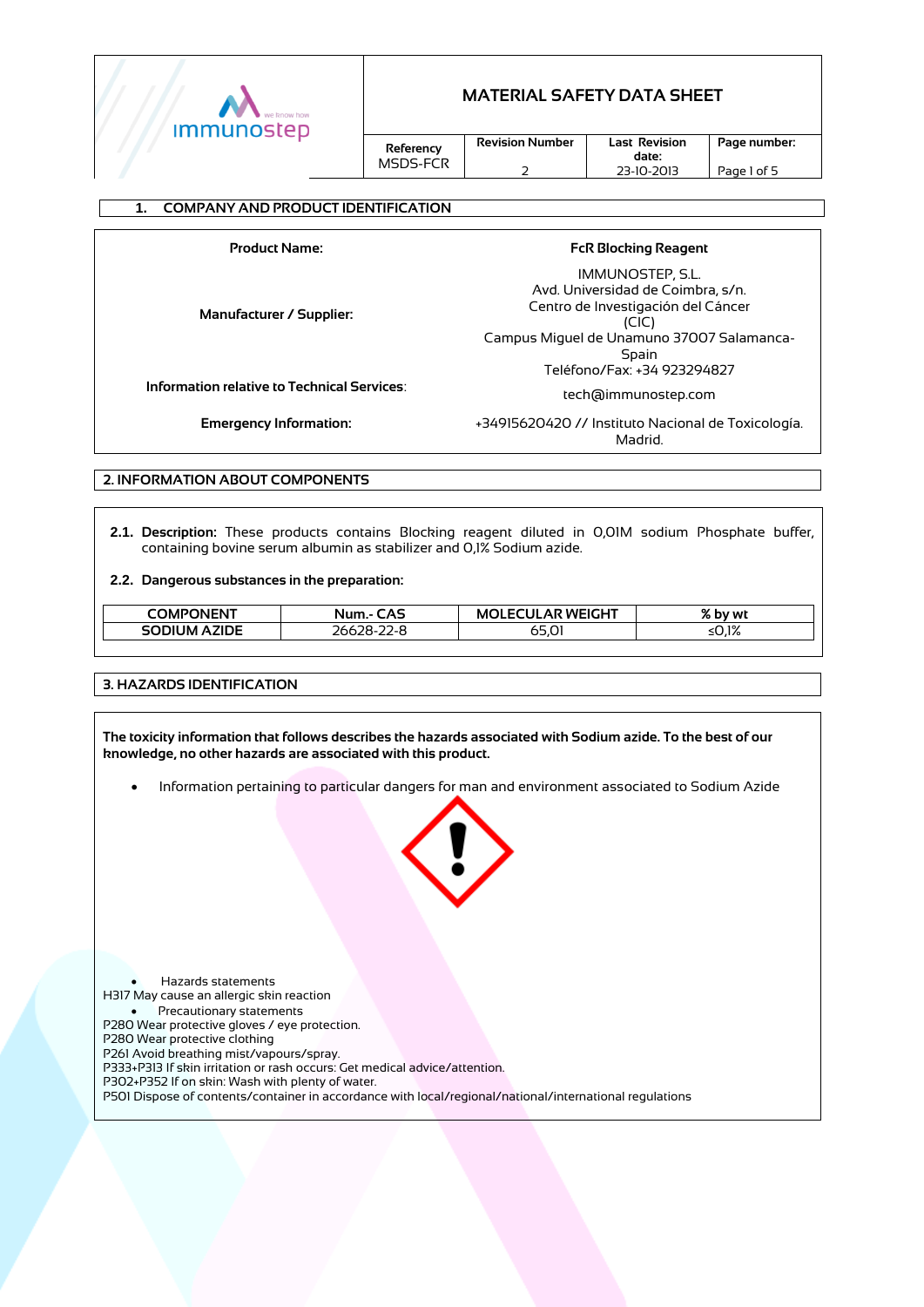# MATERIAL SAFETY DATA SHEET

| Referency | Revision Number | Last Revision date: | Page number: |
|---|---|---|---|
| MSDS-FCR | 2 | 23-10-2013 | Page 1 of 5 |

## 1. COMPANY AND PRODUCT IDENTIFICATION

| | |
|---|---|
| **Product Name:** | **FcR Blocking Reagent** |
| **Manufacturer / Supplier:** | IMMUNOSTEP, S.L.<br>Avd. Universidad de Coimbra, s/n.<br>Centro de Investigación del Cáncer (CIC)<br>Campus Miguel de Unamuno 37007 Salamanca-Spain<br>Teléfono/Fax: +34 923294827 |
| **Information relative to Technical Services**: | tech@immunostep.com |
| **Emergency Information:** | +34915620420 // Instituto Nacional de Toxicología. Madrid. |

## 2. INFORMATION ABOUT COMPONENTS

**2.1. Description:** These products contains Blocking reagent diluted in 0,01M sodium Phosphate buffer, containing bovine serum albumin as stabilizer and 0,1% Sodium azide.

**2.2. Dangerous substances in the preparation:**

| COMPONENT | Num.- CAS | MOLECULAR WEIGHT | % by wt |
|---|---|---|---|
| SODIUM AZIDE | 26628-22-8 | 65,01 | ≤0,1% |

## 3. HAZARDS IDENTIFICATION

**The toxicity information that follows describes the hazards associated with Sodium azide. To the best of our knowledge, no other hazards are associated with this product.**

- Information pertaining to particular dangers for man and environment associated to Sodium Azide

- Hazards statements

H317 May cause an allergic skin reaction

- Precautionary statements

P280 Wear protective gloves / eye protection.
P280 Wear protective clothing
P261 Avoid breathing mist/vapours/spray.
P333+P313 If skin irritation or rash occurs: Get medical advice/attention.
P302+P352 If on skin: Wash with plenty of water.
P501 Dispose of contents/container in accordance with local/regional/national/international regulations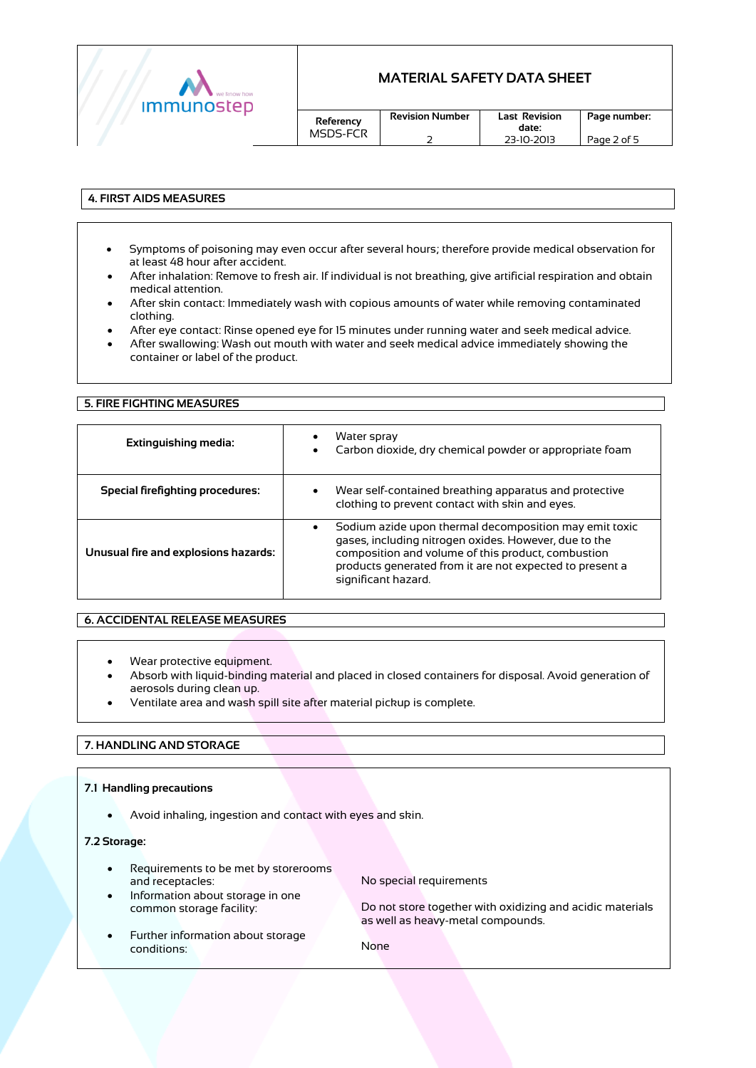## 4. FIRST AIDS MEASURES

- Symptoms of poisoning may even occur after several hours; therefore provide medical observation for at least 48 hour after accident.
- After inhalation: Remove to fresh air. If individual is not breathing, give artificial respiration and obtain medical attention.
- After skin contact: Immediately wash with copious amounts of water while removing contaminated clothing.
- After eye contact: Rinse opened eye for 15 minutes under running water and seek medical advice.
- After swallowing: Wash out mouth with water and seek medical advice immediately showing the container or label of the product.

## 5. FIRE FIGHTING MEASURES

| | |
|---|---|
| **Extinguishing media:** | • Water spray<br>• Carbon dioxide, dry chemical powder or appropriate foam |
| **Special firefighting procedures:** | • Wear self-contained breathing apparatus and protective clothing to prevent contact with skin and eyes. |
| **Unusual fire and explosions hazards:** | • Sodium azide upon thermal decomposition may emit toxic gases, including nitrogen oxides. However, due to the composition and volume of this product, combustion products generated from it are not expected to present a significant hazard. |

## 6. ACCIDENTAL RELEASE MEASURES

- Wear protective equipment.
- Absorb with liquid-binding material and placed in closed containers for disposal. Avoid generation of aerosols during clean up.
- Ventilate area and wash spill site after material pickup is complete.

## 7. HANDLING AND STORAGE

### 7.1 Handling precautions

- Avoid inhaling, ingestion and contact with eyes and skin.

### 7.2 Storage:

| | |
|---|---|
| • Requirements to be met by storerooms and receptacles: | No special requirements |
| • Information about storage in one common storage facility: | Do not store together with oxidizing and acidic materials as well as heavy-metal compounds. |
| • Further information about storage conditions: | None |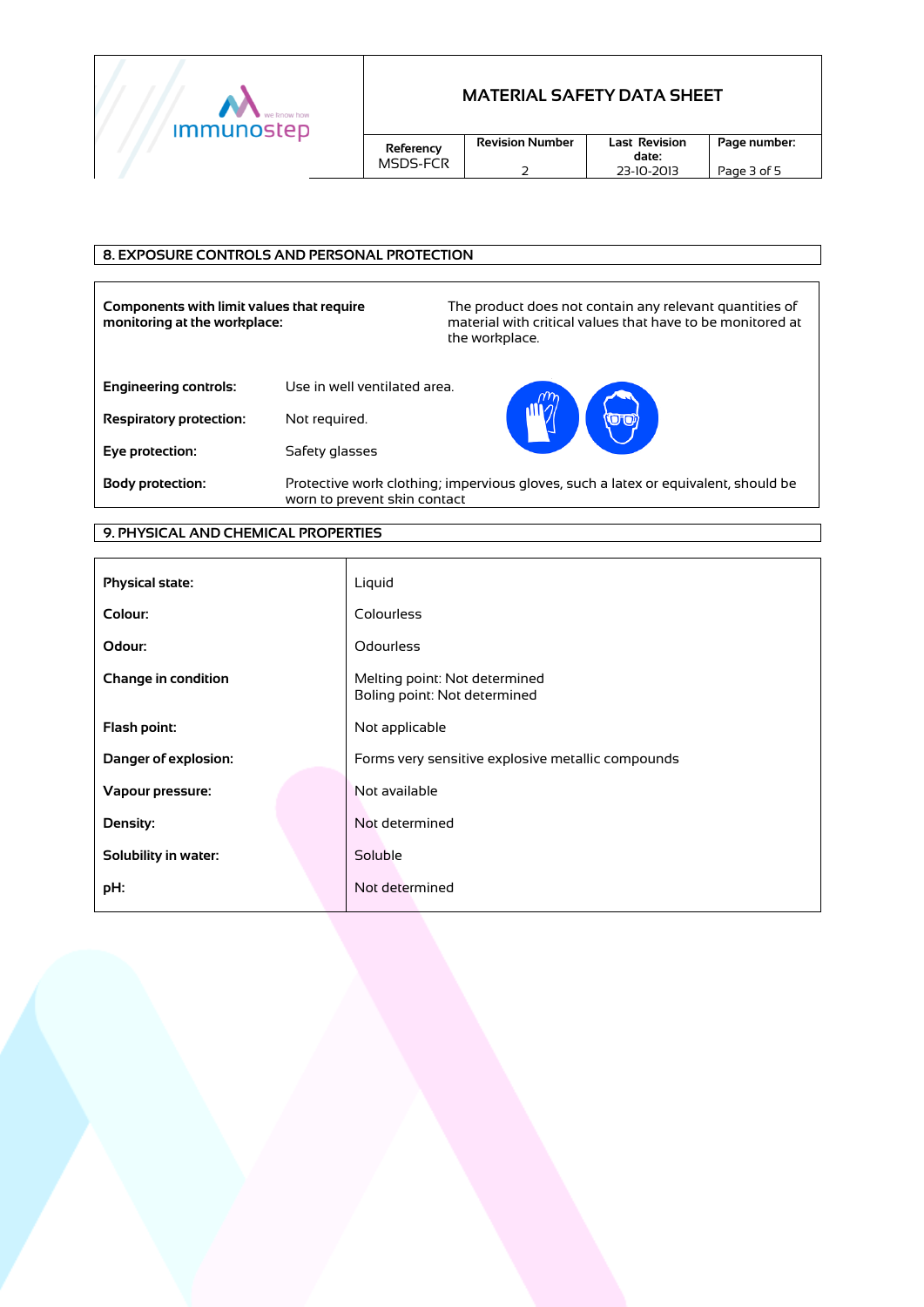## 8. EXPOSURE CONTROLS AND PERSONAL PROTECTION

| | |
|---|---|
| **Components with limit values that require monitoring at the workplace:** | The product does not contain any relevant quantities of material with critical values that have to be monitored at the workplace. |
| **Engineering controls:** | Use in well ventilated area. |
| **Respiratory protection:** | Not required. |
| **Eye protection:** | Safety glasses |
| **Body protection:** | Protective work clothing; impervious gloves, such a latex or equivalent, should be worn to prevent skin contact |

## 9. PHYSICAL AND CHEMICAL PROPERTIES

| | |
|---|---|
| **Physical state:** | Liquid |
| **Colour:** | Colourless |
| **Odour:** | Odourless |
| **Change in condition** | Melting point: Not determined<br>Boling point: Not determined |
| **Flash point:** | Not applicable |
| **Danger of explosion:** | Forms very sensitive explosive metallic compounds |
| **Vapour pressure:** | Not available |
| **Density:** | Not determined |
| **Solubility in water:** | Soluble |
| **pH:** | Not determined |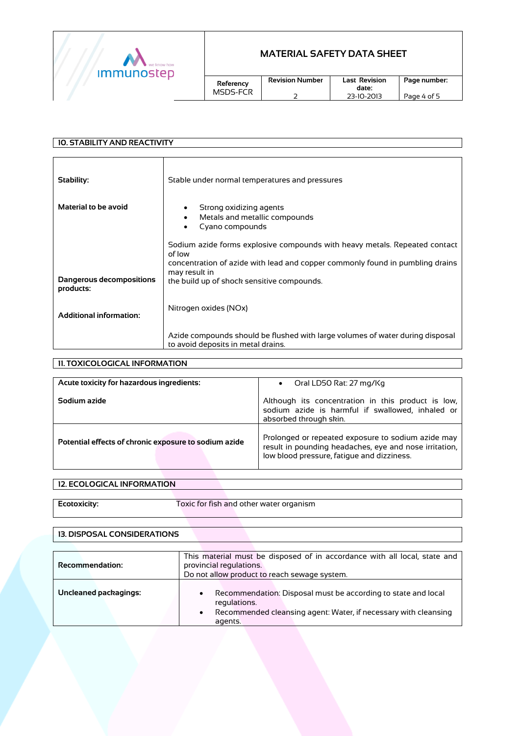## 10. STABILITY AND REACTIVITY

| | |
|---|---|
| **Stability:** | Stable under normal temperatures and pressures |
| **Material to be avoid** | • Strong oxidizing agents<br>• Metals and metallic compounds<br>• Cyano compounds<br><br>Sodium azide forms explosive compounds with heavy metals. Repeated contact of low concentration of azide with lead and copper commonly found in pumbling drains may result in the build up of shock sensitive compounds. |
| **Dangerous decompositions products:** | Nitrogen oxides (NOx) |
| **Additional information:** | Azide compounds should be flushed with large volumes of water during disposal to avoid deposits in metal drains. |

## 11. TOXICOLOGICAL INFORMATION

| | |
|---|---|
| **Acute toxicity for hazardous ingredients:**<br><br>**Sodium azide** | • Oral LD50 Rat: 27 mg/Kg<br><br>Although its concentration in this product is low, sodium azide is harmful if swallowed, inhaled or absorbed through skin. |
| **Potential effects of chronic exposure to sodium azide** | Prolonged or repeated exposure to sodium azide may result in pounding headaches, eye and nose irritation, low blood pressure, fatigue and dizziness. |

## 12. ECOLOGICAL INFORMATION

| | |
|---|---|
| **Ecotoxicity:** | Toxic for fish and other water organism |

## 13. DISPOSAL CONSIDERATIONS

| | |
|---|---|
| **Recommendation:** | This material must be disposed of in accordance with all local, state and provincial regulations.<br>Do not allow product to reach sewage system. |
| **Uncleaned packagings:** | • Recommendation: Disposal must be according to state and local regulations.<br>• Recommended cleansing agent: Water, if necessary with cleansing agents. |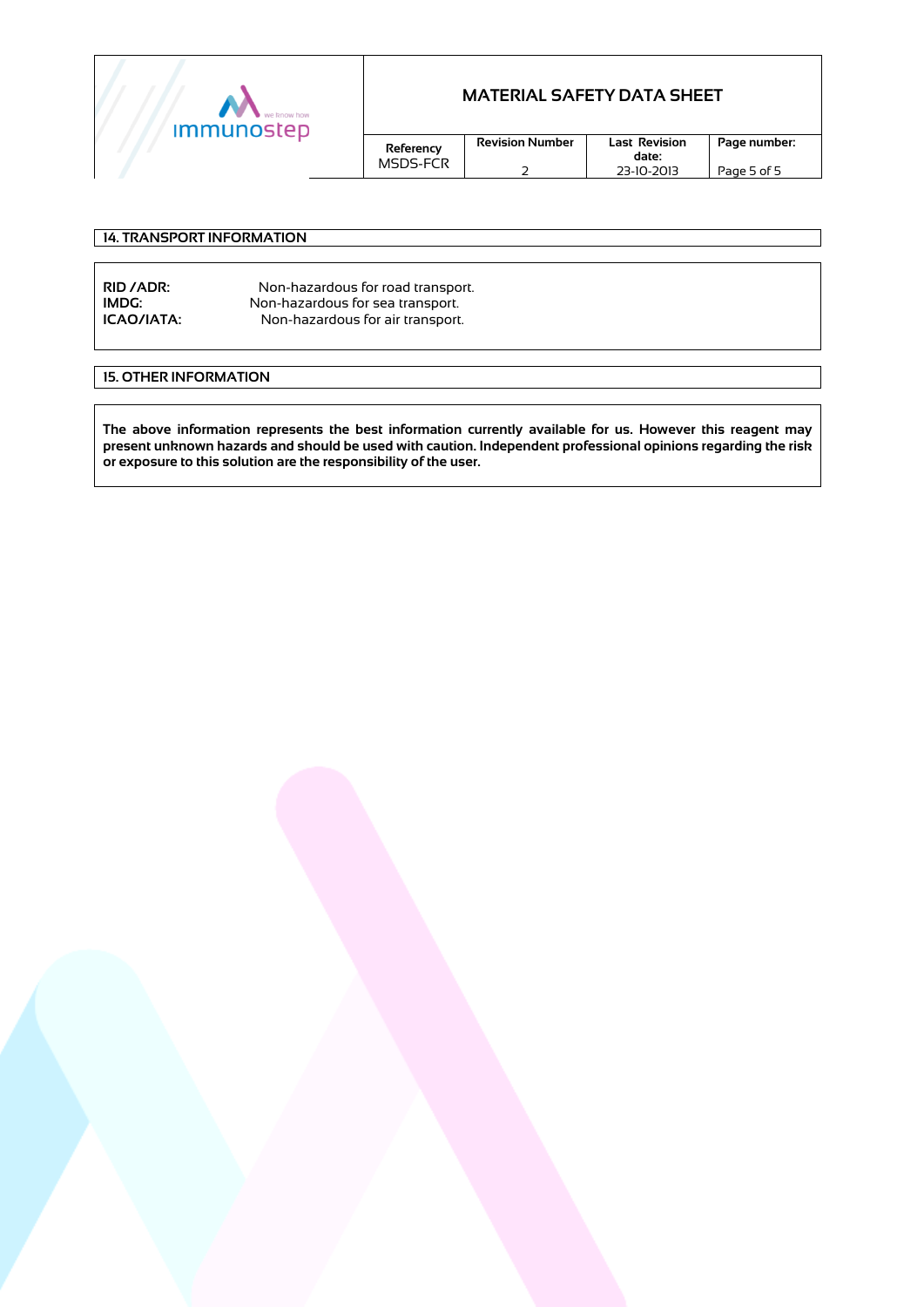## 14. TRANSPORT INFORMATION

| | |
|---|---|
| **RID /ADR:** | Non-hazardous for road transport. |
| **IMDG:** | Non-hazardous for sea transport. |
| **ICAO/IATA:** | Non-hazardous for air transport. |

## 15. OTHER INFORMATION

**The above information represents the best information currently available for us. However this reagent may present unknown hazards and should be used with caution. Independent professional opinions regarding the risk or exposure to this solution are the responsibility of the user.**